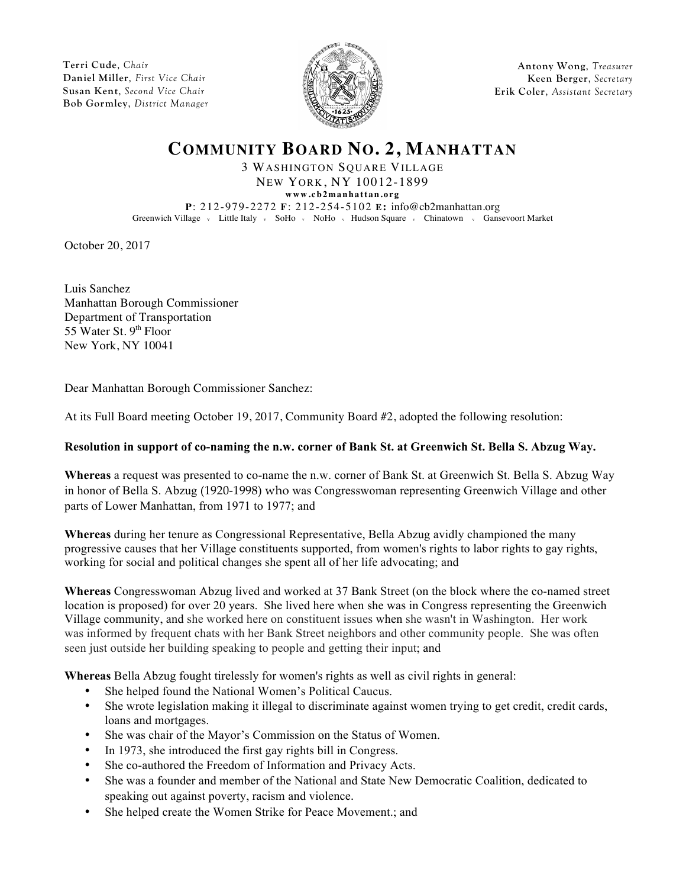**Terri Cude**, *Chair*
**Daniel Miller**, *First Vice Chair*
**Susan Kent**, *Second Vice Chair*
**Bob Gormley**, *District Manager*

**Antony Wong**, *Treasurer*
**Keen Berger**, *Secretary*
**Erik Coler**, *Assistant Secretary*

# COMMUNITY BOARD NO. 2, MANHATTAN

3 WASHINGTON SQUARE VILLAGE
NEW YORK, NY 10012-1899
**www.cb2manhattan.org**
**P**: 212-979-2272 **F**: 212-254-5102 **E:** info@cb2manhattan.org
Greenwich Village • Little Italy • SoHo • NoHo • Hudson Square • Chinatown • Gansevoort Market

October 20, 2017

Luis Sanchez
Manhattan Borough Commissioner
Department of Transportation
55 Water St. 9th Floor
New York, NY 10041

Dear Manhattan Borough Commissioner Sanchez:

At its Full Board meeting October 19, 2017, Community Board #2, adopted the following resolution:

**Resolution in support of co-naming the n.w. corner of Bank St. at Greenwich St. Bella S. Abzug Way.**

**Whereas** a request was presented to co-name the n.w. corner of Bank St. at Greenwich St. Bella S. Abzug Way in honor of Bella S. Abzug (1920-1998) who was Congresswoman representing Greenwich Village and other parts of Lower Manhattan, from 1971 to 1977; and

**Whereas** during her tenure as Congressional Representative, Bella Abzug avidly championed the many progressive causes that her Village constituents supported, from women's rights to labor rights to gay rights, working for social and political changes she spent all of her life advocating; and

**Whereas** Congresswoman Abzug lived and worked at 37 Bank Street (on the block where the co-named street location is proposed) for over 20 years. She lived here when she was in Congress representing the Greenwich Village community, and she worked here on constituent issues when she wasn't in Washington. Her work was informed by frequent chats with her Bank Street neighbors and other community people. She was often seen just outside her building speaking to people and getting their input; and

**Whereas** Bella Abzug fought tirelessly for women's rights as well as civil rights in general:

- She helped found the National Women's Political Caucus.
- She wrote legislation making it illegal to discriminate against women trying to get credit, credit cards, loans and mortgages.
- She was chair of the Mayor's Commission on the Status of Women.
- In 1973, she introduced the first gay rights bill in Congress.
- She co-authored the Freedom of Information and Privacy Acts.
- She was a founder and member of the National and State New Democratic Coalition, dedicated to speaking out against poverty, racism and violence.
- She helped create the Women Strike for Peace Movement.; and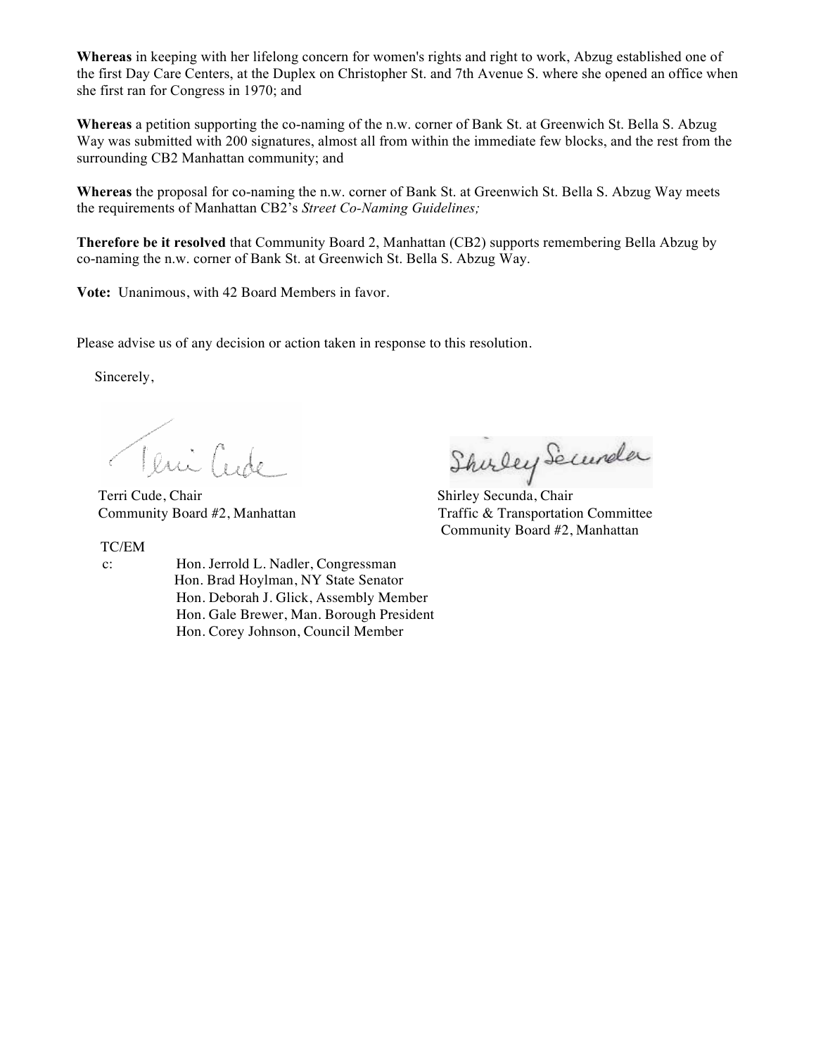**Whereas** in keeping with her lifelong concern for women's rights and right to work, Abzug established one of the first Day Care Centers, at the Duplex on Christopher St. and 7th Avenue S. where she opened an office when she first ran for Congress in 1970; and

**Whereas** a petition supporting the co-naming of the n.w. corner of Bank St. at Greenwich St. Bella S. Abzug Way was submitted with 200 signatures, almost all from within the immediate few blocks, and the rest from the surrounding CB2 Manhattan community; and

**Whereas** the proposal for co-naming the n.w. corner of Bank St. at Greenwich St. Bella S. Abzug Way meets the requirements of Manhattan CB2's *Street Co-Naming Guidelines;*

**Therefore be it resolved** that Community Board 2, Manhattan (CB2) supports remembering Bella Abzug by co-naming the n.w. corner of Bank St. at Greenwich St. Bella S. Abzug Way.

**Vote:** Unanimous, with 42 Board Members in favor.

Please advise us of any decision or action taken in response to this resolution.

Sincerely,

Terri Cude, Chair
Community Board #2, Manhattan

Shirley Secunda, Chair
Traffic & Transportation Committee
Community Board #2, Manhattan

TC/EM

c: Hon. Jerrold L. Nadler, Congressman
Hon. Brad Hoylman, NY State Senator
Hon. Deborah J. Glick, Assembly Member
Hon. Gale Brewer, Man. Borough President
Hon. Corey Johnson, Council Member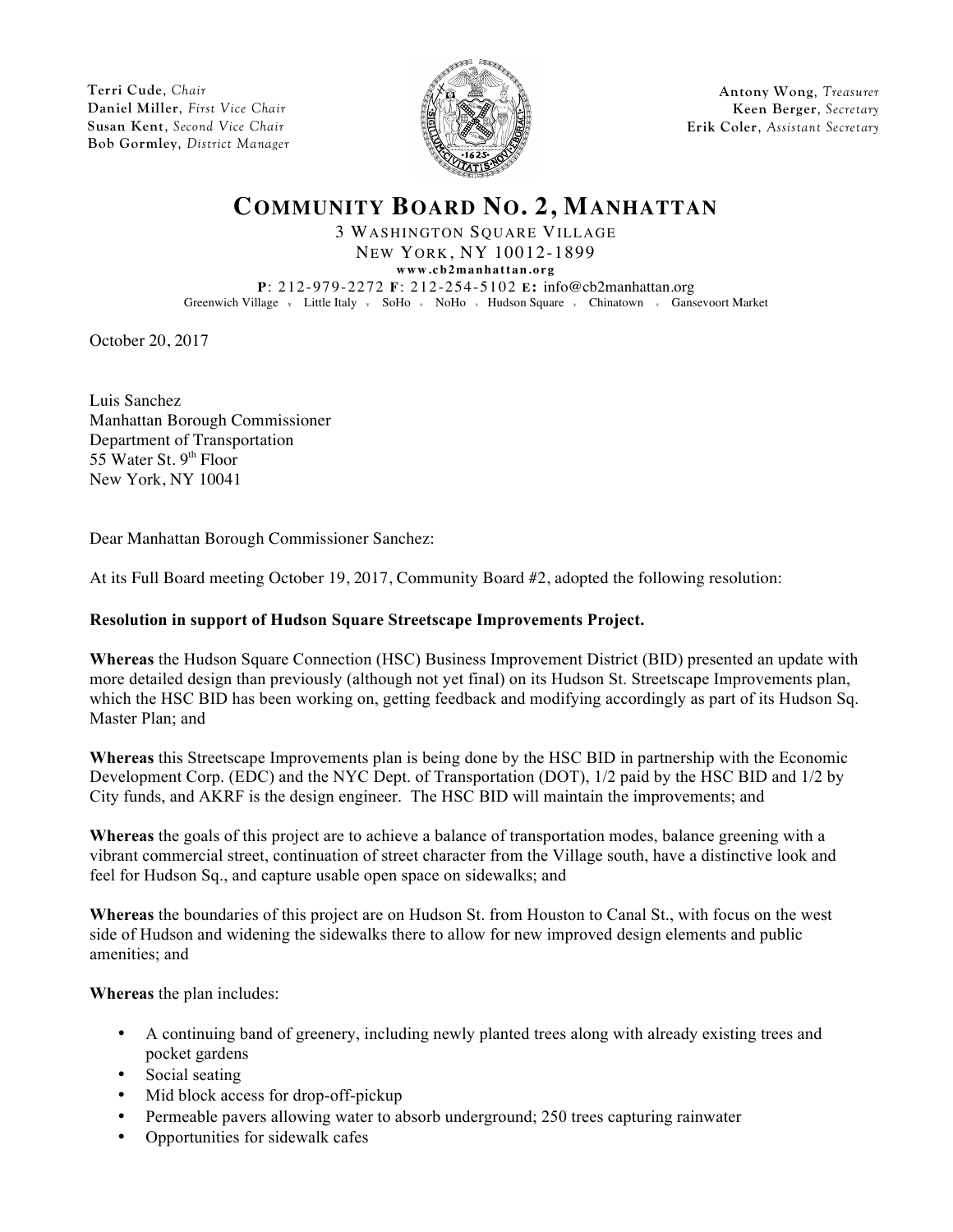Terri Cude, *Chair*
Daniel Miller, *First Vice Chair*
Susan Kent, *Second Vice Chair*
Bob Gormley, *District Manager*

Antony Wong, *Treasurer*
Keen Berger, *Secretary*
Erik Coler, *Assistant Secretary*

# COMMUNITY BOARD NO. 2, MANHATTAN

3 WASHINGTON SQUARE VILLAGE
NEW YORK, NY 10012-1899
www.cb2manhattan.org
P: 212-979-2272 F: 212-254-5102 E: info@cb2manhattan.org
Greenwich Village · Little Italy · SoHo · NoHo · Hudson Square · Chinatown · Gansevoort Market

October 20, 2017

Luis Sanchez
Manhattan Borough Commissioner
Department of Transportation
55 Water St. 9th Floor
New York, NY 10041

Dear Manhattan Borough Commissioner Sanchez:

At its Full Board meeting October 19, 2017, Community Board #2, adopted the following resolution:

**Resolution in support of Hudson Square Streetscape Improvements Project.**

**Whereas** the Hudson Square Connection (HSC) Business Improvement District (BID) presented an update with more detailed design than previously (although not yet final) on its Hudson St. Streetscape Improvements plan, which the HSC BID has been working on, getting feedback and modifying accordingly as part of its Hudson Sq. Master Plan; and

**Whereas** this Streetscape Improvements plan is being done by the HSC BID in partnership with the Economic Development Corp. (EDC) and the NYC Dept. of Transportation (DOT), 1/2 paid by the HSC BID and 1/2 by City funds, and AKRF is the design engineer. The HSC BID will maintain the improvements; and

**Whereas** the goals of this project are to achieve a balance of transportation modes, balance greening with a vibrant commercial street, continuation of street character from the Village south, have a distinctive look and feel for Hudson Sq., and capture usable open space on sidewalks; and

**Whereas** the boundaries of this project are on Hudson St. from Houston to Canal St., with focus on the west side of Hudson and widening the sidewalks there to allow for new improved design elements and public amenities; and

**Whereas** the plan includes:

- A continuing band of greenery, including newly planted trees along with already existing trees and pocket gardens
- Social seating
- Mid block access for drop-off-pickup
- Permeable pavers allowing water to absorb underground; 250 trees capturing rainwater
- Opportunities for sidewalk cafes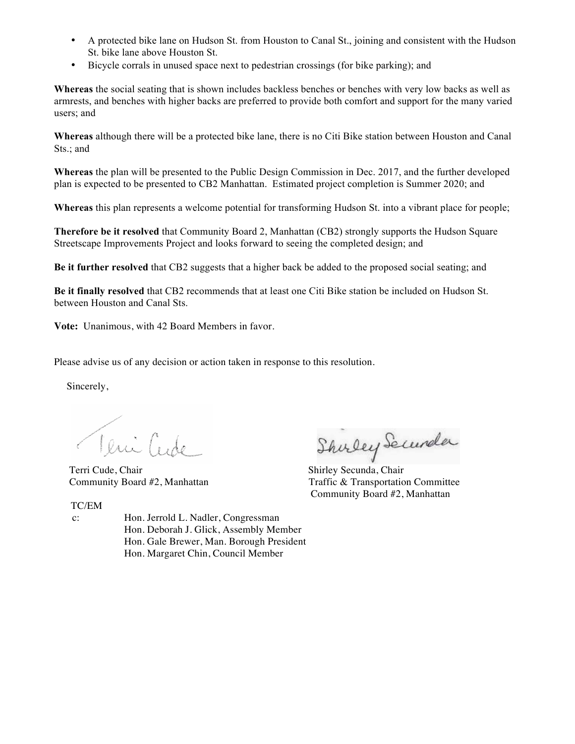- A protected bike lane on Hudson St. from Houston to Canal St., joining and consistent with the Hudson St. bike lane above Houston St.
- Bicycle corrals in unused space next to pedestrian crossings (for bike parking); and

**Whereas** the social seating that is shown includes backless benches or benches with very low backs as well as armrests, and benches with higher backs are preferred to provide both comfort and support for the many varied users; and

**Whereas** although there will be a protected bike lane, there is no Citi Bike station between Houston and Canal Sts.; and

**Whereas** the plan will be presented to the Public Design Commission in Dec. 2017, and the further developed plan is expected to be presented to CB2 Manhattan. Estimated project completion is Summer 2020; and

**Whereas** this plan represents a welcome potential for transforming Hudson St. into a vibrant place for people;

**Therefore be it resolved** that Community Board 2, Manhattan (CB2) strongly supports the Hudson Square Streetscape Improvements Project and looks forward to seeing the completed design; and

**Be it further resolved** that CB2 suggests that a higher back be added to the proposed social seating; and

**Be it finally resolved** that CB2 recommends that at least one Citi Bike station be included on Hudson St. between Houston and Canal Sts.

**Vote:** Unanimous, with 42 Board Members in favor.

Please advise us of any decision or action taken in response to this resolution.

Sincerely,

Terri Cude, Chair
Community Board #2, Manhattan

Shirley Secunda, Chair
Traffic & Transportation Committee
Community Board #2, Manhattan

TC/EM

c: Hon. Jerrold L. Nadler, Congressman
Hon. Deborah J. Glick, Assembly Member
Hon. Gale Brewer, Man. Borough President
Hon. Margaret Chin, Council Member